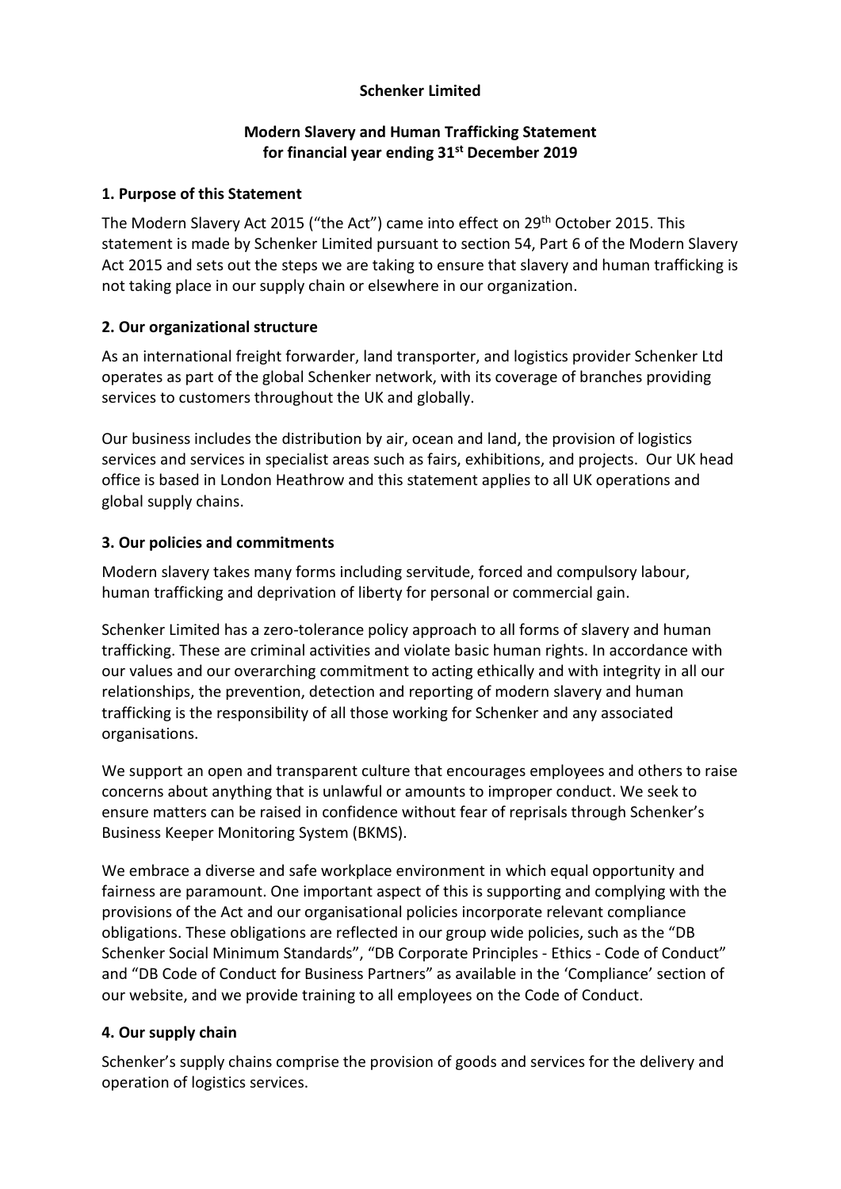**Schenker Limited**

**Modern Slavery and Human Trafficking Statement for financial year ending 31st December 2019**

## 1. Purpose of this Statement

The Modern Slavery Act 2015 ("the Act") came into effect on 29th October 2015. This statement is made by Schenker Limited pursuant to section 54, Part 6 of the Modern Slavery Act 2015 and sets out the steps we are taking to ensure that slavery and human trafficking is not taking place in our supply chain or elsewhere in our organization.

## 2. Our organizational structure

As an international freight forwarder, land transporter, and logistics provider Schenker Ltd operates as part of the global Schenker network, with its coverage of branches providing services to customers throughout the UK and globally.

Our business includes the distribution by air, ocean and land, the provision of logistics services and services in specialist areas such as fairs, exhibitions, and projects. Our UK head office is based in London Heathrow and this statement applies to all UK operations and global supply chains.

## 3. Our policies and commitments

Modern slavery takes many forms including servitude, forced and compulsory labour, human trafficking and deprivation of liberty for personal or commercial gain.

Schenker Limited has a zero-tolerance policy approach to all forms of slavery and human trafficking. These are criminal activities and violate basic human rights. In accordance with our values and our overarching commitment to acting ethically and with integrity in all our relationships, the prevention, detection and reporting of modern slavery and human trafficking is the responsibility of all those working for Schenker and any associated organisations.

We support an open and transparent culture that encourages employees and others to raise concerns about anything that is unlawful or amounts to improper conduct. We seek to ensure matters can be raised in confidence without fear of reprisals through Schenker's Business Keeper Monitoring System (BKMS).

We embrace a diverse and safe workplace environment in which equal opportunity and fairness are paramount. One important aspect of this is supporting and complying with the provisions of the Act and our organisational policies incorporate relevant compliance obligations. These obligations are reflected in our group wide policies, such as the "DB Schenker Social Minimum Standards", "DB Corporate Principles - Ethics - Code of Conduct" and "DB Code of Conduct for Business Partners" as available in the 'Compliance' section of our website, and we provide training to all employees on the Code of Conduct.

## 4. Our supply chain

Schenker's supply chains comprise the provision of goods and services for the delivery and operation of logistics services.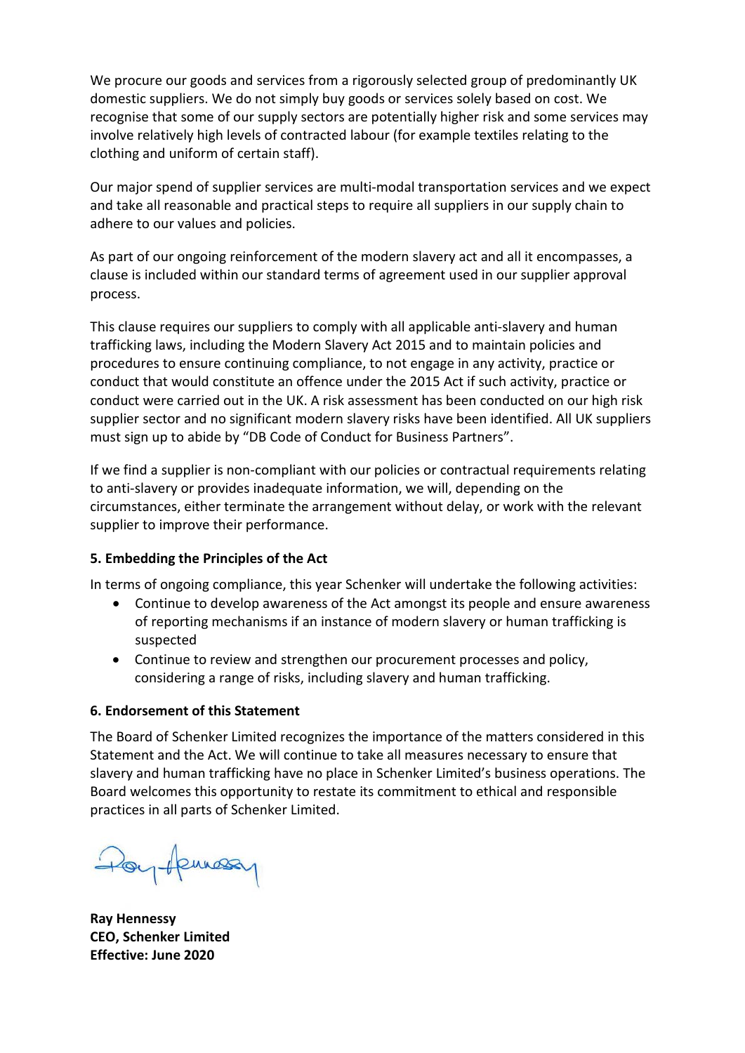We procure our goods and services from a rigorously selected group of predominantly UK domestic suppliers. We do not simply buy goods or services solely based on cost. We recognise that some of our supply sectors are potentially higher risk and some services may involve relatively high levels of contracted labour (for example textiles relating to the clothing and uniform of certain staff).

Our major spend of supplier services are multi-modal transportation services and we expect and take all reasonable and practical steps to require all suppliers in our supply chain to adhere to our values and policies.

As part of our ongoing reinforcement of the modern slavery act and all it encompasses, a clause is included within our standard terms of agreement used in our supplier approval process.

This clause requires our suppliers to comply with all applicable anti-slavery and human trafficking laws, including the Modern Slavery Act 2015 and to maintain policies and procedures to ensure continuing compliance, to not engage in any activity, practice or conduct that would constitute an offence under the 2015 Act if such activity, practice or conduct were carried out in the UK. A risk assessment has been conducted on our high risk supplier sector and no significant modern slavery risks have been identified. All UK suppliers must sign up to abide by "DB Code of Conduct for Business Partners".

If we find a supplier is non-compliant with our policies or contractual requirements relating to anti-slavery or provides inadequate information, we will, depending on the circumstances, either terminate the arrangement without delay, or work with the relevant supplier to improve their performance.

**5. Embedding the Principles of the Act**

In terms of ongoing compliance, this year Schenker will undertake the following activities:

- Continue to develop awareness of the Act amongst its people and ensure awareness of reporting mechanisms if an instance of modern slavery or human trafficking is suspected
- Continue to review and strengthen our procurement processes and policy, considering a range of risks, including slavery and human trafficking.

**6. Endorsement of this Statement**

The Board of Schenker Limited recognizes the importance of the matters considered in this Statement and the Act. We will continue to take all measures necessary to ensure that slavery and human trafficking have no place in Schenker Limited's business operations. The Board welcomes this opportunity to restate its commitment to ethical and responsible practices in all parts of Schenker Limited.

**Ray Hennessy**
**CEO, Schenker Limited**
**Effective: June 2020**